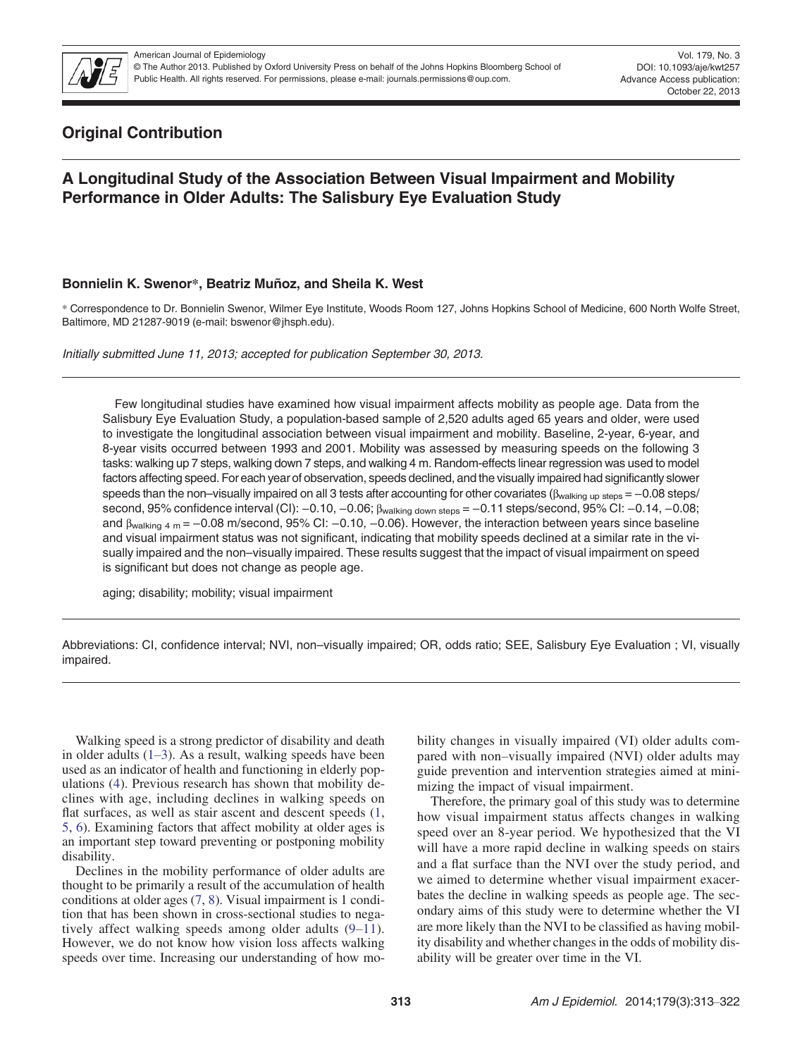## Original Contribution

# A Longitudinal Study of the Association Between Visual Impairment and Mobility Performance in Older Adults: The Salisbury Eye Evaluation Study

**Bonnielin K. Swenor*, Beatriz Muñoz, and Sheila K. West**

* Correspondence to Dr. Bonnielin Swenor, Wilmer Eye Institute, Woods Room 127, Johns Hopkins School of Medicine, 600 North Wolfe Street, Baltimore, MD 21287-9019 (e-mail: bswenor@jhsph.edu).

*Initially submitted June 11, 2013; accepted for publication September 30, 2013.*

Few longitudinal studies have examined how visual impairment affects mobility as people age. Data from the Salisbury Eye Evaluation Study, a population-based sample of 2,520 adults aged 65 years and older, were used to investigate the longitudinal association between visual impairment and mobility. Baseline, 2-year, 6-year, and 8-year visits occurred between 1993 and 2001. Mobility was assessed by measuring speeds on the following 3 tasks: walking up 7 steps, walking down 7 steps, and walking 4 m. Random-effects linear regression was used to model factors affecting speed. For each year of observation, speeds declined, and the visually impaired had significantly slower speeds than the non–visually impaired on all 3 tests after accounting for other covariates ($\beta_{\text{walking up steps}} = -0.08$ steps/second, 95% confidence interval (CI): −0.10, −0.06; $\beta_{\text{walking down steps}} = -0.11$ steps/second, 95% CI: −0.14, −0.08; and $\beta_{\text{walking 4 m}} = -0.08$ m/second, 95% CI: −0.10, −0.06). However, the interaction between years since baseline and visual impairment status was not significant, indicating that mobility speeds declined at a similar rate in the visually impaired and the non–visually impaired. These results suggest that the impact of visual impairment on speed is significant but does not change as people age.

aging; disability; mobility; visual impairment

Abbreviations: CI, confidence interval; NVI, non–visually impaired; OR, odds ratio; SEE, Salisbury Eye Evaluation ; VI, visually impaired.

Walking speed is a strong predictor of disability and death in older adults (1–3). As a result, walking speeds have been used as an indicator of health and functioning in elderly populations (4). Previous research has shown that mobility declines with age, including declines in walking speeds on flat surfaces, as well as stair ascent and descent speeds (1, 5, 6). Examining factors that affect mobility at older ages is an important step toward preventing or postponing mobility disability.

Declines in the mobility performance of older adults are thought to be primarily a result of the accumulation of health conditions at older ages (7, 8). Visual impairment is 1 condition that has been shown in cross-sectional studies to negatively affect walking speeds among older adults (9–11). However, we do not know how vision loss affects walking speeds over time. Increasing our understanding of how mobility changes in visually impaired (VI) older adults compared with non–visually impaired (NVI) older adults may guide prevention and intervention strategies aimed at minimizing the impact of visual impairment.

Therefore, the primary goal of this study was to determine how visual impairment status affects changes in walking speed over an 8-year period. We hypothesized that the VI will have a more rapid decline in walking speeds on stairs and a flat surface than the NVI over the study period, and we aimed to determine whether visual impairment exacerbates the decline in walking speeds as people age. The secondary aims of this study were to determine whether the VI are more likely than the NVI to be classified as having mobility disability and whether changes in the odds of mobility disability will be greater over time in the VI.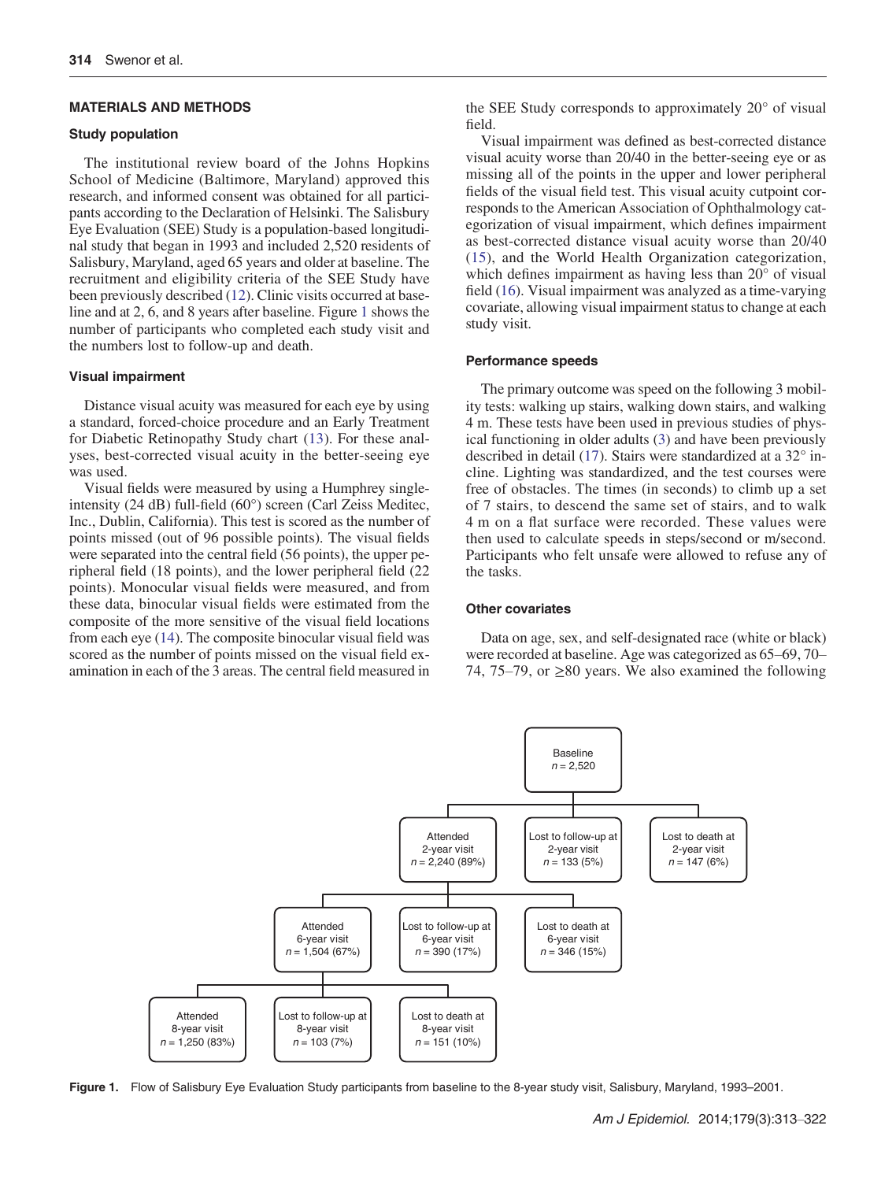## MATERIALS AND METHODS

### Study population

The institutional review board of the Johns Hopkins School of Medicine (Baltimore, Maryland) approved this research, and informed consent was obtained for all participants according to the Declaration of Helsinki. The Salisbury Eye Evaluation (SEE) Study is a population-based longitudinal study that began in 1993 and included 2,520 residents of Salisbury, Maryland, aged 65 years and older at baseline. The recruitment and eligibility criteria of the SEE Study have been previously described (12). Clinic visits occurred at baseline and at 2, 6, and 8 years after baseline. Figure 1 shows the number of participants who completed each study visit and the numbers lost to follow-up and death.

### Visual impairment

Distance visual acuity was measured for each eye by using a standard, forced-choice procedure and an Early Treatment for Diabetic Retinopathy Study chart (13). For these analyses, best-corrected visual acuity in the better-seeing eye was used.

Visual fields were measured by using a Humphrey single-intensity (24 dB) full-field (60°) screen (Carl Zeiss Meditec, Inc., Dublin, California). This test is scored as the number of points missed (out of 96 possible points). The visual fields were separated into the central field (56 points), the upper peripheral field (18 points), and the lower peripheral field (22 points). Monocular visual fields were measured, and from these data, binocular visual fields were estimated from the composite of the more sensitive of the visual field locations from each eye (14). The composite binocular visual field was scored as the number of points missed on the visual field examination in each of the 3 areas. The central field measured in the SEE Study corresponds to approximately 20° of visual field.

Visual impairment was defined as best-corrected distance visual acuity worse than 20/40 in the better-seeing eye or as missing all of the points in the upper and lower peripheral fields of the visual field test. This visual acuity cutpoint corresponds to the American Association of Ophthalmology categorization of visual impairment, which defines impairment as best-corrected distance visual acuity worse than 20/40 (15), and the World Health Organization categorization, which defines impairment as having less than 20° of visual field (16). Visual impairment was analyzed as a time-varying covariate, allowing visual impairment status to change at each study visit.

### Performance speeds

The primary outcome was speed on the following 3 mobility tests: walking up stairs, walking down stairs, and walking 4 m. These tests have been used in previous studies of physical functioning in older adults (3) and have been previously described in detail (17). Stairs were standardized at a 32° incline. Lighting was standardized, and the test courses were free of obstacles. The times (in seconds) to climb up a set of 7 stairs, to descend the same set of stairs, and to walk 4 m on a flat surface were recorded. These values were then used to calculate speeds in steps/second or m/second. Participants who felt unsafe were allowed to refuse any of the tasks.

### Other covariates

Data on age, sex, and self-designated race (white or black) were recorded at baseline. Age was categorized as 65–69, 70–74, 75–79, or ≥80 years. We also examined the following

Baseline
$n$ = 2,520

Attended 2-year visit $n$ = 2,240 (89%) | Lost to follow-up at 2-year visit $n$ = 133 (5%) | Lost to death at 2-year visit $n$ = 147 (6%)

Attended 6-year visit $n$ = 1,504 (67%) | Lost to follow-up at 6-year visit $n$ = 390 (17%) | Lost to death at 6-year visit $n$ = 346 (15%)

Attended 8-year visit $n$ = 1,250 (83%) | Lost to follow-up at 8-year visit $n$ = 103 (7%) | Lost to death at 8-year visit $n$ = 151 (10%)

**Figure 1.** Flow of Salisbury Eye Evaluation Study participants from baseline to the 8-year study visit, Salisbury, Maryland, 1993–2001.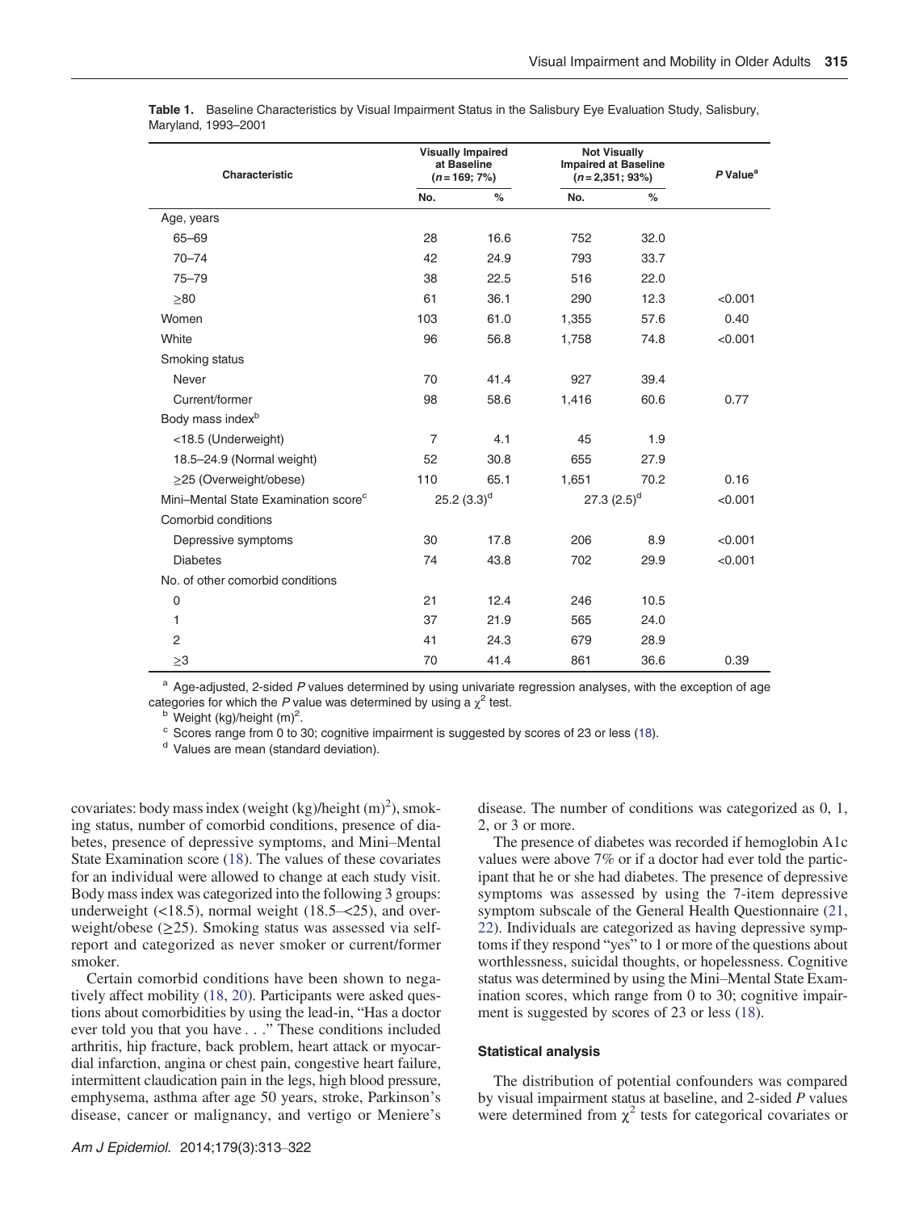**Table 1.** Baseline Characteristics by Visual Impairment Status in the Salisbury Eye Evaluation Study, Salisbury, Maryland, 1993–2001

| Characteristic | Visually Impaired at Baseline ($n$ = 169; 7%) | | Not Visually Impaired at Baseline ($n$ = 2,351; 93%) | | $P$ Value[a] |
|---|---|---|---|---|---|
| | No. | % | No. | % | |
| Age, years | | | | | |
| 65–69 | 28 | 16.6 | 752 | 32.0 | |
| 70–74 | 42 | 24.9 | 793 | 33.7 | |
| 75–79 | 38 | 22.5 | 516 | 22.0 | |
| ≥80 | 61 | 36.1 | 290 | 12.3 | <0.001 |
| Women | 103 | 61.0 | 1,355 | 57.6 | 0.40 |
| White | 96 | 56.8 | 1,758 | 74.8 | <0.001 |
| Smoking status | | | | | |
| Never | 70 | 41.4 | 927 | 39.4 | |
| Current/former | 98 | 58.6 | 1,416 | 60.6 | 0.77 |
| Body mass index[b] | | | | | |
| <18.5 (Underweight) | 7 | 4.1 | 45 | 1.9 | |
| 18.5–24.9 (Normal weight) | 52 | 30.8 | 655 | 27.9 | |
| ≥25 (Overweight/obese) | 110 | 65.1 | 1,651 | 70.2 | 0.16 |
| Mini–Mental State Examination score[c] | 25.2 (3.3)[d] | | 27.3 (2.5)[d] | | <0.001 |
| Comorbid conditions | | | | | |
| Depressive symptoms | 30 | 17.8 | 206 | 8.9 | <0.001 |
| Diabetes | 74 | 43.8 | 702 | 29.9 | <0.001 |
| No. of other comorbid conditions | | | | | |
| 0 | 21 | 12.4 | 246 | 10.5 | |
| 1 | 37 | 21.9 | 565 | 24.0 | |
| 2 | 41 | 24.3 | 679 | 28.9 | |
| ≥3 | 70 | 41.4 | 861 | 36.6 | 0.39 |

[a] Age-adjusted, 2-sided $P$ values determined by using univariate regression analyses, with the exception of age categories for which the $P$ value was determined by using a $\chi^2$ test.

[b] Weight (kg)/height (m)$^2$.

[c] Scores range from 0 to 30; cognitive impairment is suggested by scores of 23 or less (18).

[d] Values are mean (standard deviation).

covariates: body mass index (weight (kg)/height (m)$^2$), smoking status, number of comorbid conditions, presence of diabetes, presence of depressive symptoms, and Mini–Mental State Examination score (18). The values of these covariates for an individual were allowed to change at each study visit. Body mass index was categorized into the following 3 groups: underweight (<18.5), normal weight (18.5–<25), and overweight/obese (≥25). Smoking status was assessed via self-report and categorized as never smoker or current/former smoker.

Certain comorbid conditions have been shown to negatively affect mobility (18, 20). Participants were asked questions about comorbidities by using the lead-in, "Has a doctor ever told you that you have . . ." These conditions included arthritis, hip fracture, back problem, heart attack or myocardial infarction, angina or chest pain, congestive heart failure, intermittent claudication pain in the legs, high blood pressure, emphysema, asthma after age 50 years, stroke, Parkinson's disease, cancer or malignancy, and vertigo or Meniere's disease. The number of conditions was categorized as 0, 1, 2, or 3 or more.

The presence of diabetes was recorded if hemoglobin A1c values were above 7% or if a doctor had ever told the participant that he or she had diabetes. The presence of depressive symptoms was assessed by using the 7-item depressive symptom subscale of the General Health Questionnaire (21, 22). Individuals are categorized as having depressive symptoms if they respond "yes" to 1 or more of the questions about worthlessness, suicidal thoughts, or hopelessness. Cognitive status was determined by using the Mini–Mental State Examination scores, which range from 0 to 30; cognitive impairment is suggested by scores of 23 or less (18).

### Statistical analysis

The distribution of potential confounders was compared by visual impairment status at baseline, and 2-sided $P$ values were determined from $\chi^2$ tests for categorical covariates or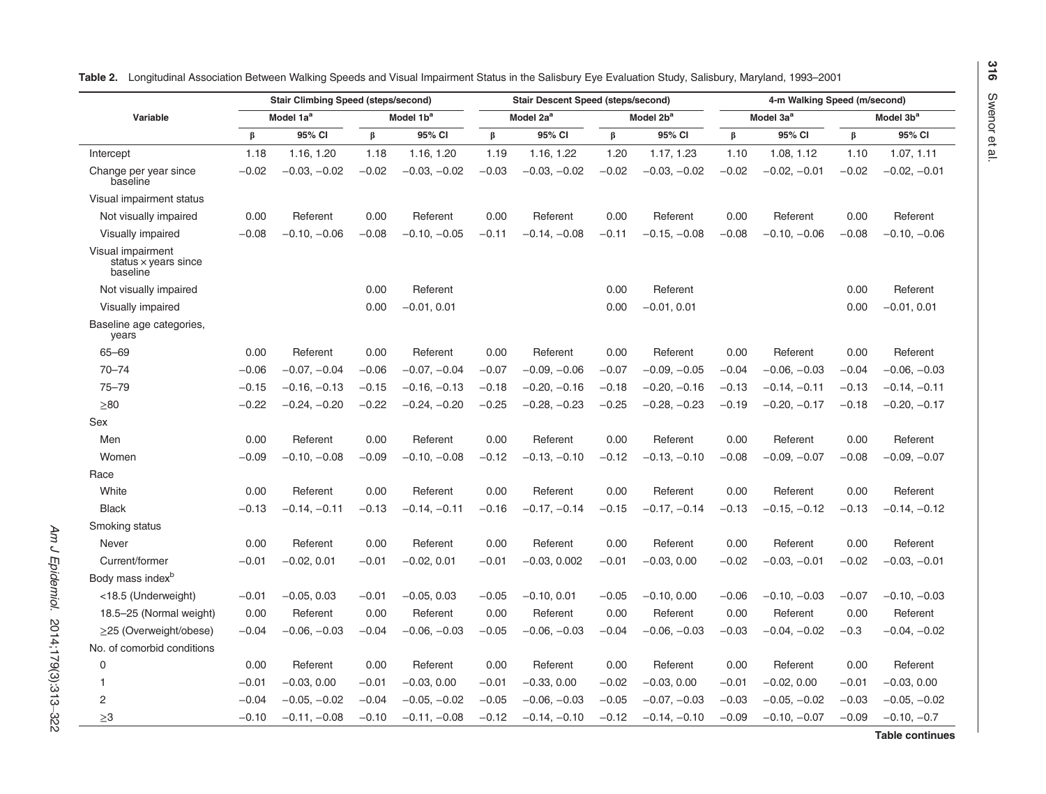**Table 2.** Longitudinal Association Between Walking Speeds and Visual Impairment Status in the Salisbury Eye Evaluation Study, Salisbury, Maryland, 1993–2001

| Variable | Stair Climbing Speed (steps/second) | | | | Stair Descent Speed (steps/second) | | | | 4-m Walking Speed (m/second) | | | |
|---|---|---|---|---|---|---|---|---|---|---|---|---|
| | Model 1a[a] | | Model 1b[a] | | Model 2a[a] | | Model 2b[a] | | Model 3a[a] | | Model 3b[a] | |
| | β | 95% CI | β | 95% CI | β | 95% CI | β | 95% CI | β | 95% CI | β | 95% CI |
| Intercept | 1.18 | 1.16, 1.20 | 1.18 | 1.16, 1.20 | 1.19 | 1.16, 1.22 | 1.20 | 1.17, 1.23 | 1.10 | 1.08, 1.12 | 1.10 | 1.07, 1.11 |
| Change per year since baseline | −0.02 | −0.03, −0.02 | −0.02 | −0.03, −0.02 | −0.03 | −0.03, −0.02 | −0.02 | −0.03, −0.02 | −0.02 | −0.02, −0.01 | −0.02 | −0.02, −0.01 |
| Visual impairment status | | | | | | | | | | | | |
| Not visually impaired | 0.00 | Referent | 0.00 | Referent | 0.00 | Referent | 0.00 | Referent | 0.00 | Referent | 0.00 | Referent |
| Visually impaired | −0.08 | −0.10, −0.06 | −0.08 | −0.10, −0.05 | −0.11 | −0.14, −0.08 | −0.11 | −0.15, −0.08 | −0.08 | −0.10, −0.06 | −0.08 | −0.10, −0.06 |
| Visual impairment status × years since baseline | | | | | | | | | | | | |
| Not visually impaired | | | 0.00 | Referent | | | 0.00 | Referent | | | 0.00 | Referent |
| Visually impaired | | | 0.00 | −0.01, 0.01 | | | 0.00 | −0.01, 0.01 | | | 0.00 | −0.01, 0.01 |
| Baseline age categories, years | | | | | | | | | | | | |
| 65–69 | 0.00 | Referent | 0.00 | Referent | 0.00 | Referent | 0.00 | Referent | 0.00 | Referent | 0.00 | Referent |
| 70–74 | −0.06 | −0.07, −0.04 | −0.06 | −0.07, −0.04 | −0.07 | −0.09, −0.06 | −0.07 | −0.09, −0.05 | −0.04 | −0.06, −0.03 | −0.04 | −0.06, −0.03 |
| 75–79 | −0.15 | −0.16, −0.13 | −0.15 | −0.16, −0.13 | −0.18 | −0.20, −0.16 | −0.18 | −0.20, −0.16 | −0.13 | −0.14, −0.11 | −0.13 | −0.14, −0.11 |
| ≥80 | −0.22 | −0.24, −0.20 | −0.22 | −0.24, −0.20 | −0.25 | −0.28, −0.23 | −0.25 | −0.28, −0.23 | −0.19 | −0.20, −0.17 | −0.18 | −0.20, −0.17 |
| Sex | | | | | | | | | | | | |
| Men | 0.00 | Referent | 0.00 | Referent | 0.00 | Referent | 0.00 | Referent | 0.00 | Referent | 0.00 | Referent |
| Women | −0.09 | −0.10, −0.08 | −0.09 | −0.10, −0.08 | −0.12 | −0.13, −0.10 | −0.12 | −0.13, −0.10 | −0.08 | −0.09, −0.07 | −0.08 | −0.09, −0.07 |
| Race | | | | | | | | | | | | |
| White | 0.00 | Referent | 0.00 | Referent | 0.00 | Referent | 0.00 | Referent | 0.00 | Referent | 0.00 | Referent |
| Black | −0.13 | −0.14, −0.11 | −0.13 | −0.14, −0.11 | −0.16 | −0.17, −0.14 | −0.15 | −0.17, −0.14 | −0.13 | −0.15, −0.12 | −0.13 | −0.14, −0.12 |
| Smoking status | | | | | | | | | | | | |
| Never | 0.00 | Referent | 0.00 | Referent | 0.00 | Referent | 0.00 | Referent | 0.00 | Referent | 0.00 | Referent |
| Current/former | −0.01 | −0.02, 0.01 | −0.01 | −0.02, 0.01 | −0.01 | −0.03, 0.002 | −0.01 | −0.03, 0.00 | −0.02 | −0.03, −0.01 | −0.02 | −0.03, −0.01 |
| Body mass index[b] | | | | | | | | | | | | |
| <18.5 (Underweight) | −0.01 | −0.05, 0.03 | −0.01 | −0.05, 0.03 | −0.05 | −0.10, 0.01 | −0.05 | −0.10, 0.00 | −0.06 | −0.10, −0.03 | −0.07 | −0.10, −0.03 |
| 18.5–25 (Normal weight) | 0.00 | Referent | 0.00 | Referent | 0.00 | Referent | 0.00 | Referent | 0.00 | Referent | 0.00 | Referent |
| ≥25 (Overweight/obese) | −0.04 | −0.06, −0.03 | −0.04 | −0.06, −0.03 | −0.05 | −0.06, −0.03 | −0.04 | −0.06, −0.03 | −0.03 | −0.04, −0.02 | −0.3 | −0.04, −0.02 |
| No. of comorbid conditions | | | | | | | | | | | | |
| 0 | 0.00 | Referent | 0.00 | Referent | 0.00 | Referent | 0.00 | Referent | 0.00 | Referent | 0.00 | Referent |
| 1 | −0.01 | −0.03, 0.00 | −0.01 | −0.03, 0.00 | −0.01 | −0.33, 0.00 | −0.02 | −0.03, 0.00 | −0.01 | −0.02, 0.00 | −0.01 | −0.03, 0.00 |
| 2 | −0.04 | −0.05, −0.02 | −0.04 | −0.05, −0.02 | −0.05 | −0.06, −0.03 | −0.05 | −0.07, −0.03 | −0.03 | −0.05, −0.02 | −0.03 | −0.05, −0.02 |
| ≥3 | −0.10 | −0.11, −0.08 | −0.10 | −0.11, −0.08 | −0.12 | −0.14, −0.10 | −0.12 | −0.14, −0.10 | −0.09 | −0.10, −0.07 | −0.09 | −0.10, −0.7 |

**Table continues**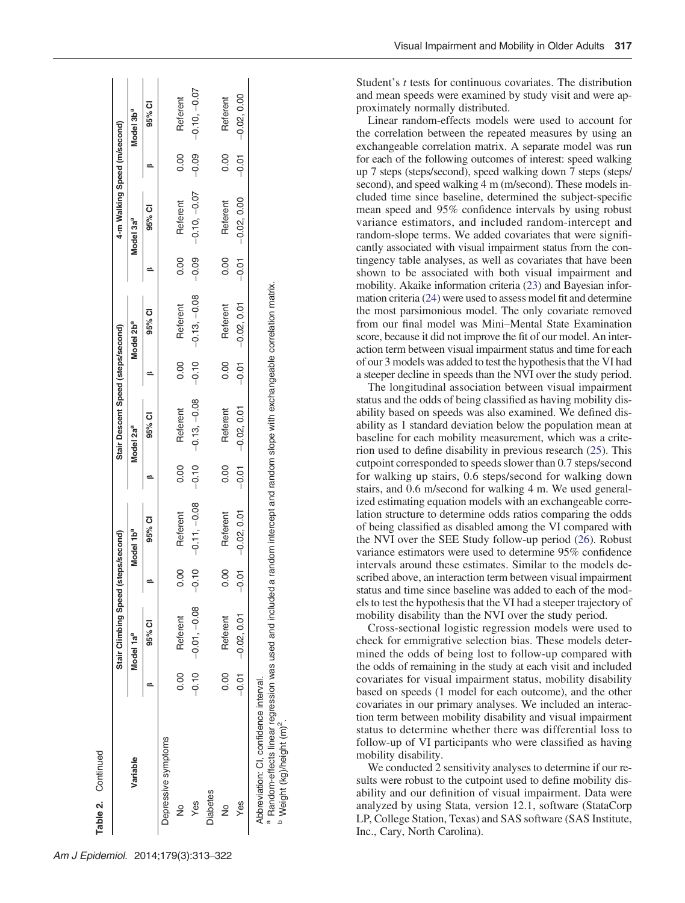**Table 2.** Continued

| Variable | Stair Climbing Speed (steps/second) | | | | Stair Descent Speed (steps/second) | | | | 4-m Walking Speed (m/second) | | | |
|---|---|---|---|---|---|---|---|---|---|---|---|---|
| | Model 1a[a] | | Model 1b[a] | | Model 2a[a] | | Model 2b[a] | | Model 3a[a] | | Model 3b[a] | |
| | β | 95% CI | β | 95% CI | β | 95% CI | β | 95% CI | β | 95% CI | β | 95% CI |
| Depressive symptoms | | | | | | | | | | | | |
| No | 0.00 | Referent | 0.00 | Referent | 0.00 | Referent | 0.00 | Referent | 0.00 | Referent | 0.00 | Referent |
| Yes | −0.10 | −0.01, −0.08 | −0.10 | −0.11, −0.08 | −0.10 | −0.13, −0.08 | −0.10 | −0.13, −0.08 | −0.09 | −0.10, −0.07 | −0.09 | −0.10, −0.07 |
| Diabetes | | | | | | | | | | | | |
| No | 0.00 | Referent | 0.00 | Referent | 0.00 | Referent | 0.00 | Referent | 0.00 | Referent | 0.00 | Referent |
| Yes | −0.01 | −0.02, 0.01 | −0.01 | −0.02, 0.01 | −0.01 | −0.02, 0.01 | −0.01 | −0.02, 0.01 | −0.01 | −0.02, 0.00 | −0.01 | −0.02, 0.00 |

Abbreviation: CI, confidence interval.

[a] Random-effects linear regression was used and included a random intercept and random slope with exchangeable correlation matrix.

[b] Weight (kg)/height (m)$^2$.

Student's *t* tests for continuous covariates. The distribution and mean speeds were examined by study visit and were approximately normally distributed.

Linear random-effects models were used to account for the correlation between the repeated measures by using an exchangeable correlation matrix. A separate model was run for each of the following outcomes of interest: speed walking up 7 steps (steps/second), speed walking down 7 steps (steps/second), and speed walking 4 m (m/second). These models included time since baseline, determined the subject-specific mean speed and 95% confidence intervals by using robust variance estimators, and included random-intercept and random-slope terms. We added covariates that were significantly associated with visual impairment status from the contingency table analyses, as well as covariates that have been shown to be associated with both visual impairment and mobility. Akaike information criteria (23) and Bayesian information criteria (24) were used to assess model fit and determine the most parsimonious model. The only covariate removed from our final model was Mini–Mental State Examination score, because it did not improve the fit of our model. An interaction term between visual impairment status and time for each of our 3 models was added to test the hypothesis that the VI had a steeper decline in speeds than the NVI over the study period.

The longitudinal association between visual impairment status and the odds of being classified as having mobility disability based on speeds was also examined. We defined disability as 1 standard deviation below the population mean at baseline for each mobility measurement, which was a criterion used to define disability in previous research (25). This cutpoint corresponded to speeds slower than 0.7 steps/second for walking up stairs, 0.6 steps/second for walking down stairs, and 0.6 m/second for walking 4 m. We used generalized estimating equation models with an exchangeable correlation structure to determine odds ratios comparing the odds of being classified as disabled among the VI compared with the NVI over the SEE Study follow-up period (26). Robust variance estimators were used to determine 95% confidence intervals around these estimates. Similar to the models described above, an interaction term between visual impairment status and time since baseline was added to each of the models to test the hypothesis that the VI had a steeper trajectory of mobility disability than the NVI over the study period.

Cross-sectional logistic regression models were used to check for emmigrative selection bias. These models determined the odds of being lost to follow-up compared with the odds of remaining in the study at each visit and included covariates for visual impairment status, mobility disability based on speeds (1 model for each outcome), and the other covariates in our primary analyses. We included an interaction term between mobility disability and visual impairment status to determine whether there was differential loss to follow-up of VI participants who were classified as having mobility disability.

We conducted 2 sensitivity analyses to determine if our results were robust to the cutpoint used to define mobility disability and our definition of visual impairment. Data were analyzed by using Stata, version 12.1, software (StataCorp LP, College Station, Texas) and SAS software (SAS Institute, Inc., Cary, North Carolina).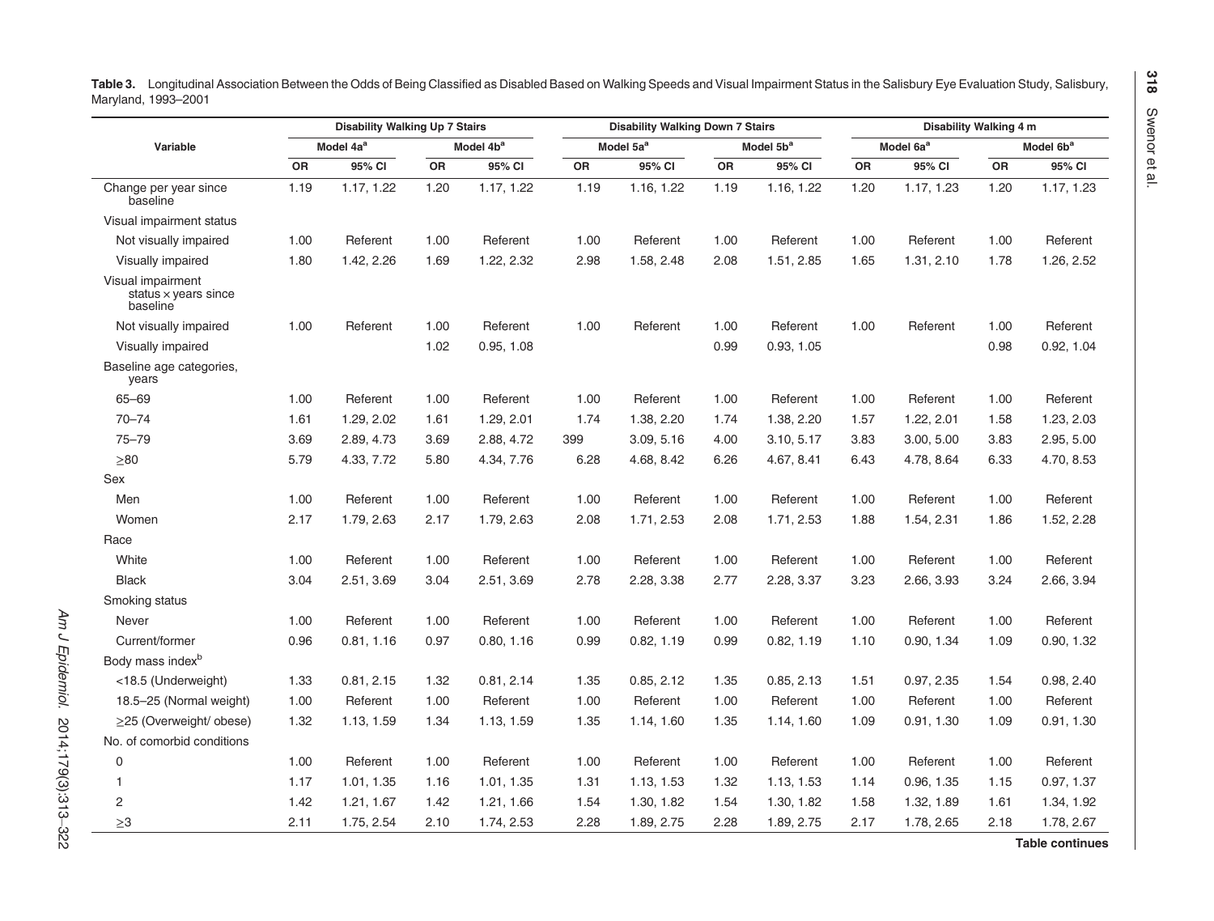**Table 3.** Longitudinal Association Between the Odds of Being Classified as Disabled Based on Walking Speeds and Visual Impairment Status in the Salisbury Eye Evaluation Study, Salisbury, Maryland, 1993–2001

| Variable | Disability Walking Up 7 Stairs | | | | Disability Walking Down 7 Stairs | | | | Disability Walking 4 m | | | |
|---|---|---|---|---|---|---|---|---|---|---|---|---|
| | Model 4a[a] | | Model 4b[a] | | Model 5a[a] | | Model 5b[a] | | Model 6a[a] | | Model 6b[a] | |
| | OR | 95% CI | OR | 95% CI | OR | 95% CI | OR | 95% CI | OR | 95% CI | OR | 95% CI |
| Change per year since baseline | 1.19 | 1.17, 1.22 | 1.20 | 1.17, 1.22 | 1.19 | 1.16, 1.22 | 1.19 | 1.16, 1.22 | 1.20 | 1.17, 1.23 | 1.20 | 1.17, 1.23 |
| Visual impairment status | | | | | | | | | | | | |
| Not visually impaired | 1.00 | Referent | 1.00 | Referent | 1.00 | Referent | 1.00 | Referent | 1.00 | Referent | 1.00 | Referent |
| Visually impaired | 1.80 | 1.42, 2.26 | 1.69 | 1.22, 2.32 | 2.98 | 1.58, 2.48 | 2.08 | 1.51, 2.85 | 1.65 | 1.31, 2.10 | 1.78 | 1.26, 2.52 |
| Visual impairment status × years since baseline | | | | | | | | | | | | |
| Not visually impaired | 1.00 | Referent | 1.00 | Referent | 1.00 | Referent | 1.00 | Referent | 1.00 | Referent | 1.00 | Referent |
| Visually impaired | | | 1.02 | 0.95, 1.08 | | | 0.99 | 0.93, 1.05 | | | 0.98 | 0.92, 1.04 |
| Baseline age categories, years | | | | | | | | | | | | |
| 65–69 | 1.00 | Referent | 1.00 | Referent | 1.00 | Referent | 1.00 | Referent | 1.00 | Referent | 1.00 | Referent |
| 70–74 | 1.61 | 1.29, 2.02 | 1.61 | 1.29, 2.01 | 1.74 | 1.38, 2.20 | 1.74 | 1.38, 2.20 | 1.57 | 1.22, 2.01 | 1.58 | 1.23, 2.03 |
| 75–79 | 3.69 | 2.89, 4.73 | 3.69 | 2.88, 4.72 | 399 | 3.09, 5.16 | 4.00 | 3.10, 5.17 | 3.83 | 3.00, 5.00 | 3.83 | 2.95, 5.00 |
| ≥80 | 5.79 | 4.33, 7.72 | 5.80 | 4.34, 7.76 | 6.28 | 4.68, 8.42 | 6.26 | 4.67, 8.41 | 6.43 | 4.78, 8.64 | 6.33 | 4.70, 8.53 |
| Sex | | | | | | | | | | | | |
| Men | 1.00 | Referent | 1.00 | Referent | 1.00 | Referent | 1.00 | Referent | 1.00 | Referent | 1.00 | Referent |
| Women | 2.17 | 1.79, 2.63 | 2.17 | 1.79, 2.63 | 2.08 | 1.71, 2.53 | 2.08 | 1.71, 2.53 | 1.88 | 1.54, 2.31 | 1.86 | 1.52, 2.28 |
| Race | | | | | | | | | | | | |
| White | 1.00 | Referent | 1.00 | Referent | 1.00 | Referent | 1.00 | Referent | 1.00 | Referent | 1.00 | Referent |
| Black | 3.04 | 2.51, 3.69 | 3.04 | 2.51, 3.69 | 2.78 | 2.28, 3.38 | 2.77 | 2.28, 3.37 | 3.23 | 2.66, 3.93 | 3.24 | 2.66, 3.94 |
| Smoking status | | | | | | | | | | | | |
| Never | 1.00 | Referent | 1.00 | Referent | 1.00 | Referent | 1.00 | Referent | 1.00 | Referent | 1.00 | Referent |
| Current/former | 0.96 | 0.81, 1.16 | 0.97 | 0.80, 1.16 | 0.99 | 0.82, 1.19 | 0.99 | 0.82, 1.19 | 1.10 | 0.90, 1.34 | 1.09 | 0.90, 1.32 |
| Body mass index[b] | | | | | | | | | | | | |
| <18.5 (Underweight) | 1.33 | 0.81, 2.15 | 1.32 | 0.81, 2.14 | 1.35 | 0.85, 2.12 | 1.35 | 0.85, 2.13 | 1.51 | 0.97, 2.35 | 1.54 | 0.98, 2.40 |
| 18.5–25 (Normal weight) | 1.00 | Referent | 1.00 | Referent | 1.00 | Referent | 1.00 | Referent | 1.00 | Referent | 1.00 | Referent |
| ≥25 (Overweight/ obese) | 1.32 | 1.13, 1.59 | 1.34 | 1.13, 1.59 | 1.35 | 1.14, 1.60 | 1.35 | 1.14, 1.60 | 1.09 | 0.91, 1.30 | 1.09 | 0.91, 1.30 |
| No. of comorbid conditions | | | | | | | | | | | | |
| 0 | 1.00 | Referent | 1.00 | Referent | 1.00 | Referent | 1.00 | Referent | 1.00 | Referent | 1.00 | Referent |
| 1 | 1.17 | 1.01, 1.35 | 1.16 | 1.01, 1.35 | 1.31 | 1.13, 1.53 | 1.32 | 1.13, 1.53 | 1.14 | 0.96, 1.35 | 1.15 | 0.97, 1.37 |
| 2 | 1.42 | 1.21, 1.67 | 1.42 | 1.21, 1.66 | 1.54 | 1.30, 1.82 | 1.54 | 1.30, 1.82 | 1.58 | 1.32, 1.89 | 1.61 | 1.34, 1.92 |
| ≥3 | 2.11 | 1.75, 2.54 | 2.10 | 1.74, 2.53 | 2.28 | 1.89, 2.75 | 2.28 | 1.89, 2.75 | 2.17 | 1.78, 2.65 | 2.18 | 1.78, 2.67 |

**Table continues**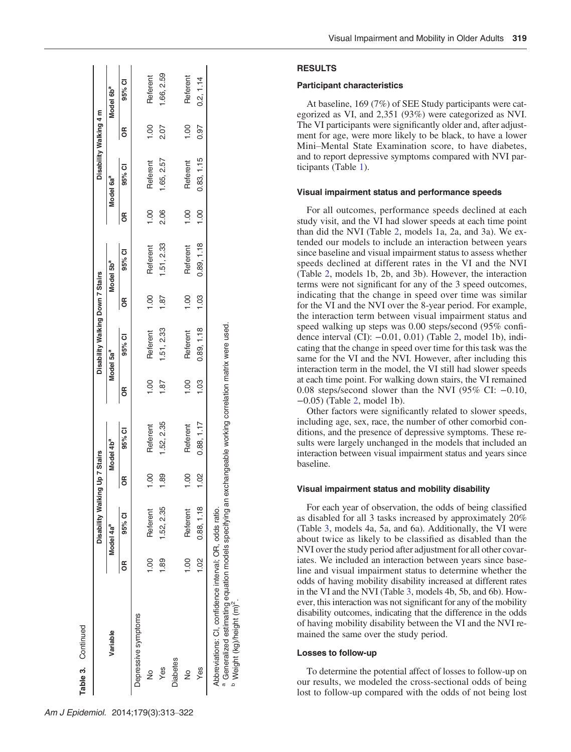**Table 3.** Continued

| Variable | Disability Walking Up 7 Stairs | | | | Disability Walking Down 7 Stairs | | | | Disability Walking 4 m | | | |
|---|---|---|---|---|---|---|---|---|---|---|---|---|
| | Model 4a[a] | | Model 4b[a] | | Model 5a[a] | | Model 5b[a] | | Model 6a[a] | | Model 6b[a] | |
| | OR | 95% CI | OR | 95% CI | OR | 95% CI | OR | 95% CI | OR | 95% CI | OR | 95% CI |
| Depressive symptoms | | | | | | | | | | | | |
| No | 1.00 | Referent | 1.00 | Referent | 1.00 | Referent | 1.00 | Referent | 1.00 | Referent | 1.00 | Referent |
| Yes | 1.89 | 1.52, 2.35 | 1.89 | 1.52, 2.35 | 1.87 | 1.51, 2.33 | 1.87 | 1.51, 2.33 | 2.06 | 1.65, 2.57 | 2.07 | 1.66, 2.59 |
| Diabetes | | | | | | | | | | | | |
| No | 1.00 | Referent | 1.00 | Referent | 1.00 | Referent | 1.00 | Referent | 1.00 | Referent | 1.00 | Referent |
| Yes | 1.02 | 0.88, 1.18 | 1.02 | 0.88, 1.17 | 1.03 | 0.89, 1.18 | 1.03 | 0.89, 1.18 | 1.00 | 0.83, 1.15 | 0.97 | 0.2, 1.14 |

Abbreviations: CI, confidence interval; OR, odds ratio.

[a] Generalized estimating equation models specifying an exchangeable working correlation matrix were used.

[b] Weight (kg)/height (m)$^2$.

## RESULTS

### Participant characteristics

At baseline, 169 (7%) of SEE Study participants were categorized as VI, and 2,351 (93%) were categorized as NVI. The VI participants were significantly older and, after adjustment for age, were more likely to be black, to have a lower Mini–Mental State Examination score, to have diabetes, and to report depressive symptoms compared with NVI participants (Table 1).

### Visual impairment status and performance speeds

For all outcomes, performance speeds declined at each study visit, and the VI had slower speeds at each time point than did the NVI (Table 2, models 1a, 2a, and 3a). We extended our models to include an interaction between years since baseline and visual impairment status to assess whether speeds declined at different rates in the VI and the NVI (Table 2, models 1b, 2b, and 3b). However, the interaction terms were not significant for any of the 3 speed outcomes, indicating that the change in speed over time was similar for the VI and the NVI over the 8-year period. For example, the interaction term between visual impairment status and speed walking up steps was 0.00 steps/second (95% confidence interval (CI): −0.01, 0.01) (Table 2, model 1b), indicating that the change in speed over time for this task was the same for the VI and the NVI. However, after including this interaction term in the model, the VI still had slower speeds at each time point. For walking down stairs, the VI remained 0.08 steps/second slower than the NVI (95% CI: −0.10, −0.05) (Table 2, model 1b).

Other factors were significantly related to slower speeds, including age, sex, race, the number of other comorbid conditions, and the presence of depressive symptoms. These results were largely unchanged in the models that included an interaction between visual impairment status and years since baseline.

### Visual impairment status and mobility disability

For each year of observation, the odds of being classified as disabled for all 3 tasks increased by approximately 20% (Table 3, models 4a, 5a, and 6a). Additionally, the VI were about twice as likely to be classified as disabled than the NVI over the study period after adjustment for all other covariates. We included an interaction between years since baseline and visual impairment status to determine whether the odds of having mobility disability increased at different rates in the VI and the NVI (Table 3, models 4b, 5b, and 6b). However, this interaction was not significant for any of the mobility disability outcomes, indicating that the difference in the odds of having mobility disability between the VI and the NVI remained the same over the study period.

### Losses to follow-up

To determine the potential affect of losses to follow-up on our results, we modeled the cross-sectional odds of being lost to follow-up compared with the odds of not being lost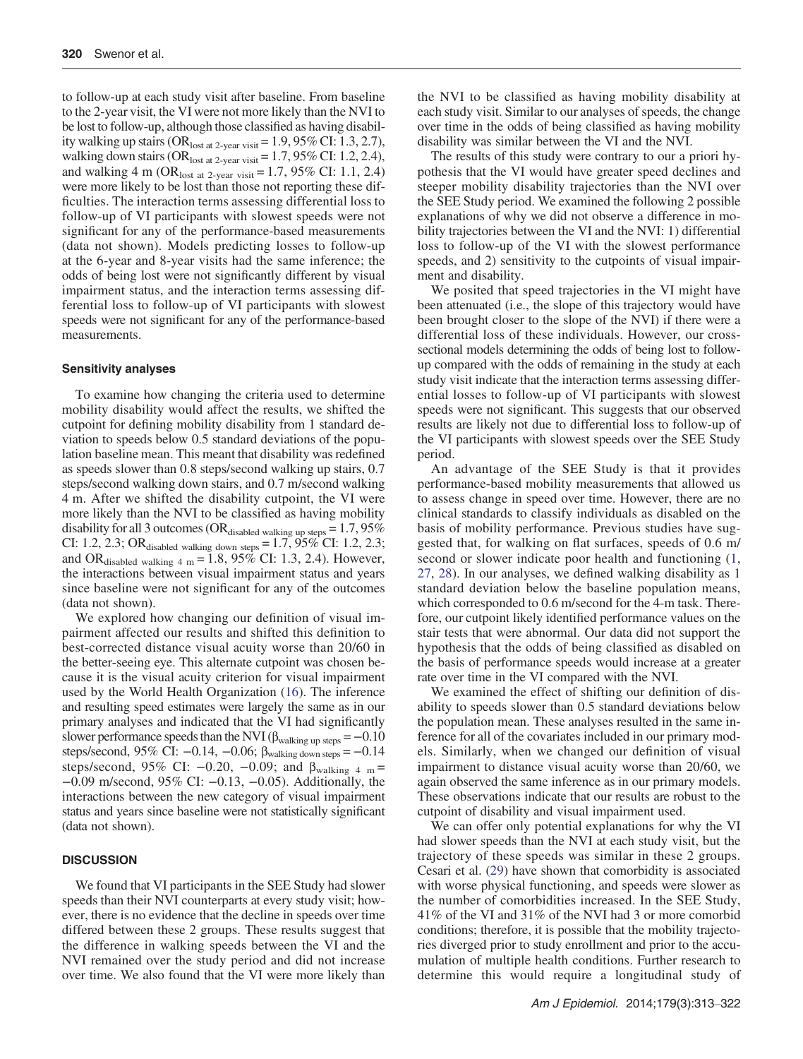to follow-up at each study visit after baseline. From baseline to the 2-year visit, the VI were not more likely than the NVI to be lost to follow-up, although those classified as having disability walking up stairs ($OR_{lost\ at\ 2\text{-}year\ visit}$ = 1.9, 95% CI: 1.3, 2.7), walking down stairs ($OR_{lost\ at\ 2\text{-}year\ visit}$ = 1.7, 95% CI: 1.2, 2.4), and walking 4 m ($OR_{lost\ at\ 2\text{-}year\ visit}$ = 1.7, 95% CI: 1.1, 2.4) were more likely to be lost than those not reporting these difficulties. The interaction terms assessing differential loss to follow-up of VI participants with slowest speeds were not significant for any of the performance-based measurements (data not shown). Models predicting losses to follow-up at the 6-year and 8-year visits had the same inference; the odds of being lost were not significantly different by visual impairment status, and the interaction terms assessing differential loss to follow-up of VI participants with slowest speeds were not significant for any of the performance-based measurements.

#### Sensitivity analyses

To examine how changing the criteria used to determine mobility disability would affect the results, we shifted the cutpoint for defining mobility disability from 1 standard deviation to speeds below 0.5 standard deviations of the population baseline mean. This meant that disability was redefined as speeds slower than 0.8 steps/second walking up stairs, 0.7 steps/second walking down stairs, and 0.7 m/second walking 4 m. After we shifted the disability cutpoint, the VI were more likely than the NVI to be classified as having mobility disability for all 3 outcomes ($OR_{disabled\ walking\ up\ steps}$ = 1.7, 95% CI: 1.2, 2.3; $OR_{disabled\ walking\ down\ steps}$ = 1.7, 95% CI: 1.2, 2.3; and $OR_{disabled\ walking\ 4\ m}$ = 1.8, 95% CI: 1.3, 2.4). However, the interactions between visual impairment status and years since baseline were not significant for any of the outcomes (data not shown).

We explored how changing our definition of visual impairment affected our results and shifted this definition to best-corrected distance visual acuity worse than 20/60 in the better-seeing eye. This alternate cutpoint was chosen because it is the visual acuity criterion for visual impairment used by the World Health Organization (16). The inference and resulting speed estimates were largely the same as in our primary analyses and indicated that the VI had significantly slower performance speeds than the NVI ($\beta_{walking\ up\ steps}$ = −0.10 steps/second, 95% CI: −0.14, −0.06; $\beta_{walking\ down\ steps}$ = −0.14 steps/second, 95% CI: −0.20, −0.09; and $\beta_{walking\ 4\ m}$ = −0.09 m/second, 95% CI: −0.13, −0.05). Additionally, the interactions between the new category of visual impairment status and years since baseline were not statistically significant (data not shown).

### DISCUSSION

We found that VI participants in the SEE Study had slower speeds than their NVI counterparts at every study visit; however, there is no evidence that the decline in speeds over time differed between these 2 groups. These results suggest that the difference in walking speeds between the VI and the NVI remained over the study period and did not increase over time. We also found that the VI were more likely than the NVI to be classified as having mobility disability at each study visit. Similar to our analyses of speeds, the change over time in the odds of being classified as having mobility disability was similar between the VI and the NVI.

The results of this study were contrary to our a priori hypothesis that the VI would have greater speed declines and steeper mobility disability trajectories than the NVI over the SEE Study period. We examined the following 2 possible explanations of why we did not observe a difference in mobility trajectories between the VI and the NVI: 1) differential loss to follow-up of the VI with the slowest performance speeds, and 2) sensitivity to the cutpoints of visual impairment and disability.

We posited that speed trajectories in the VI might have been attenuated (i.e., the slope of this trajectory would have been brought closer to the slope of the NVI) if there were a differential loss of these individuals. However, our cross-sectional models determining the odds of being lost to follow-up compared with the odds of remaining in the study at each study visit indicate that the interaction terms assessing differential losses to follow-up of VI participants with slowest speeds were not significant. This suggests that our observed results are likely not due to differential loss to follow-up of the VI participants with slowest speeds over the SEE Study period.

An advantage of the SEE Study is that it provides performance-based mobility measurements that allowed us to assess change in speed over time. However, there are no clinical standards to classify individuals as disabled on the basis of mobility performance. Previous studies have suggested that, for walking on flat surfaces, speeds of 0.6 m/second or slower indicate poor health and functioning (1, 27, 28). In our analyses, we defined walking disability as 1 standard deviation below the baseline population means, which corresponded to 0.6 m/second for the 4-m task. Therefore, our cutpoint likely identified performance values on the stair tests that were abnormal. Our data did not support the hypothesis that the odds of being classified as disabled on the basis of performance speeds would increase at a greater rate over time in the VI compared with the NVI.

We examined the effect of shifting our definition of disability to speeds slower than 0.5 standard deviations below the population mean. These analyses resulted in the same inference for all of the covariates included in our primary models. Similarly, when we changed our definition of visual impairment to distance visual acuity worse than 20/60, we again observed the same inference as in our primary models. These observations indicate that our results are robust to the cutpoint of disability and visual impairment used.

We can offer only potential explanations for why the VI had slower speeds than the NVI at each study visit, but the trajectory of these speeds was similar in these 2 groups. Cesari et al. (29) have shown that comorbidity is associated with worse physical functioning, and speeds were slower as the number of comorbidities increased. In the SEE Study, 41% of the VI and 31% of the NVI had 3 or more comorbid conditions; therefore, it is possible that the mobility trajectories diverged prior to study enrollment and prior to the accumulation of multiple health conditions. Further research to determine this would require a longitudinal study of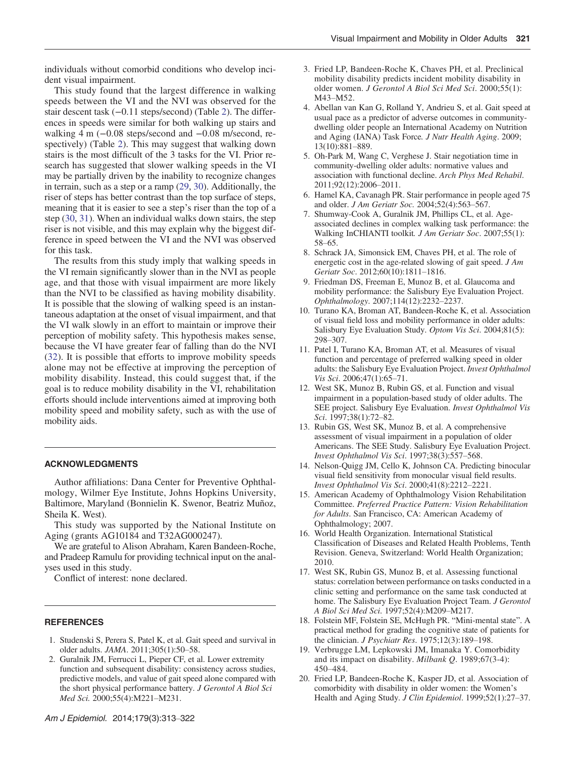individuals without comorbid conditions who develop incident visual impairment.

This study found that the largest difference in walking speeds between the VI and the NVI was observed for the stair descent task (−0.11 steps/second) (Table 2). The differences in speeds were similar for both walking up stairs and walking 4 m (−0.08 steps/second and −0.08 m/second, respectively) (Table 2). This may suggest that walking down stairs is the most difficult of the 3 tasks for the VI. Prior research has suggested that slower walking speeds in the VI may be partially driven by the inability to recognize changes in terrain, such as a step or a ramp (29, 30). Additionally, the riser of steps has better contrast than the top surface of steps, meaning that it is easier to see a step's riser than the top of a step (30, 31). When an individual walks down stairs, the step riser is not visible, and this may explain why the biggest difference in speed between the VI and the NVI was observed for this task.

The results from this study imply that walking speeds in the VI remain significantly slower than in the NVI as people age, and that those with visual impairment are more likely than the NVI to be classified as having mobility disability. It is possible that the slowing of walking speed is an instantaneous adaptation at the onset of visual impairment, and that the VI walk slowly in an effort to maintain or improve their perception of mobility safety. This hypothesis makes sense, because the VI have greater fear of falling than do the NVI (32). It is possible that efforts to improve mobility speeds alone may not be effective at improving the perception of mobility disability. Instead, this could suggest that, if the goal is to reduce mobility disability in the VI, rehabilitation efforts should include interventions aimed at improving both mobility speed and mobility safety, such as with the use of mobility aids.

## ACKNOWLEDGMENTS

Author affiliations: Dana Center for Preventive Ophthalmology, Wilmer Eye Institute, Johns Hopkins University, Baltimore, Maryland (Bonnielin K. Swenor, Beatriz Muñoz, Sheila K. West).

This study was supported by the National Institute on Aging (grants AG10184 and T32AG000247).

We are grateful to Alison Abraham, Karen Bandeen-Roche, and Pradeep Ramulu for providing technical input on the analyses used in this study.

Conflict of interest: none declared.

## REFERENCES

1. Studenski S, Perera S, Patel K, et al. Gait speed and survival in older adults. *JAMA*. 2011;305(1):50–58.
2. Guralnik JM, Ferrucci L, Pieper CF, et al. Lower extremity function and subsequent disability: consistency across studies, predictive models, and value of gait speed alone compared with the short physical performance battery. *J Gerontol A Biol Sci Med Sci.* 2000;55(4):M221–M231.
3. Fried LP, Bandeen-Roche K, Chaves PH, et al. Preclinical mobility disability predicts incident mobility disability in older women. *J Gerontol A Biol Sci Med Sci*. 2000;55(1): M43–M52.
4. Abellan van Kan G, Rolland Y, Andrieu S, et al. Gait speed at usual pace as a predictor of adverse outcomes in community-dwelling older people an International Academy on Nutrition and Aging (IANA) Task Force. *J Nutr Health Aging*. 2009; 13(10):881–889.
5. Oh-Park M, Wang C, Verghese J. Stair negotiation time in community-dwelling older adults: normative values and association with functional decline. *Arch Phys Med Rehabil*. 2011;92(12):2006–2011.
6. Hamel KA, Cavanagh PR. Stair performance in people aged 75 and older. *J Am Geriatr Soc.* 2004;52(4):563–567.
7. Shumway-Cook A, Guralnik JM, Phillips CL, et al. Age-associated declines in complex walking task performance: the Walking InCHIANTI toolkit. *J Am Geriatr Soc*. 2007;55(1): 58–65.
8. Schrack JA, Simonsick EM, Chaves PH, et al. The role of energetic cost in the age-related slowing of gait speed. *J Am Geriatr Soc*. 2012;60(10):1811–1816.
9. Friedman DS, Freeman E, Munoz B, et al. Glaucoma and mobility performance: the Salisbury Eye Evaluation Project. *Ophthalmology*. 2007;114(12):2232–2237.
10. Turano KA, Broman AT, Bandeen-Roche K, et al. Association of visual field loss and mobility performance in older adults: Salisbury Eye Evaluation Study. *Optom Vis Sci*. 2004;81(5): 298–307.
11. Patel I, Turano KA, Broman AT, et al. Measures of visual function and percentage of preferred walking speed in older adults: the Salisbury Eye Evaluation Project. *Invest Ophthalmol Vis Sci*. 2006;47(1):65–71.
12. West SK, Munoz B, Rubin GS, et al. Function and visual impairment in a population-based study of older adults. The SEE project. Salisbury Eye Evaluation. *Invest Ophthalmol Vis Sci*. 1997;38(1):72–82.
13. Rubin GS, West SK, Munoz B, et al. A comprehensive assessment of visual impairment in a population of older Americans. The SEE Study. Salisbury Eye Evaluation Project. *Invest Ophthalmol Vis Sci*. 1997;38(3):557–568.
14. Nelson-Quigg JM, Cello K, Johnson CA. Predicting binocular visual field sensitivity from monocular visual field results. *Invest Ophthalmol Vis Sci*. 2000;41(8):2212–2221.
15. American Academy of Ophthalmology Vision Rehabilitation Committee. *Preferred Practice Pattern: Vision Rehabilitation for Adults*. San Francisco, CA: American Academy of Ophthalmology; 2007.
16. World Health Organization. International Statistical Classification of Diseases and Related Health Problems, Tenth Revision. Geneva, Switzerland: World Health Organization; 2010.
17. West SK, Rubin GS, Munoz B, et al. Assessing functional status: correlation between performance on tasks conducted in a clinic setting and performance on the same task conducted at home. The Salisbury Eye Evaluation Project Team. *J Gerontol A Biol Sci Med Sci*. 1997;52(4):M209–M217.
18. Folstein MF, Folstein SE, McHugh PR. "Mini-mental state". A practical method for grading the cognitive state of patients for the clinician. *J Psychiatr Res*. 1975;12(3):189–198.
19. Verbrugge LM, Lepkowski JM, Imanaka Y. Comorbidity and its impact on disability. *Milbank Q*. 1989;67(3-4): 450–484.
20. Fried LP, Bandeen-Roche K, Kasper JD, et al. Association of comorbidity with disability in older women: the Women's Health and Aging Study. *J Clin Epidemiol*. 1999;52(1):27–37.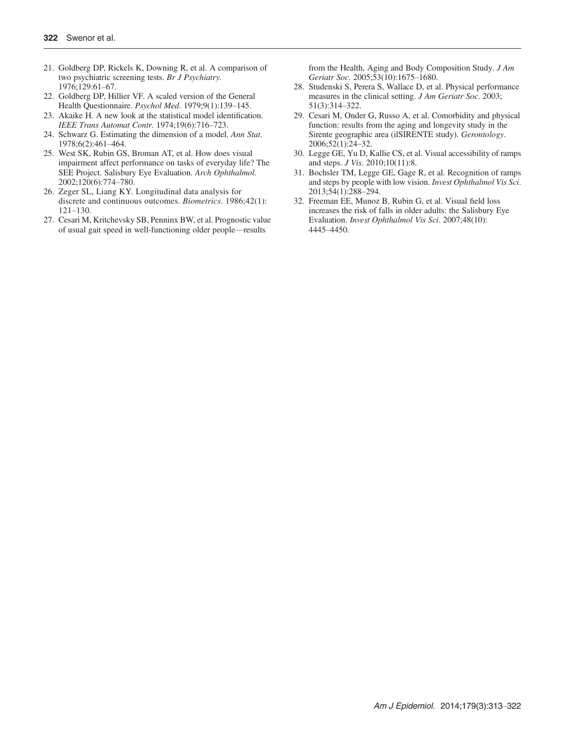21. Goldberg DP, Rickels K, Downing R, et al. A comparison of two psychiatric screening tests. *Br J Psychiatry*. 1976;129:61–67.
22. Goldberg DP, Hillier VF. A scaled version of the General Health Questionnaire. *Psychol Med*. 1979;9(1):139–145.
23. Akaike H. A new look at the statistical model identification. *IEEE Trans Automat Contr*. 1974;19(6):716–723.
24. Schwarz G. Estimating the dimension of a model. *Ann Stat*. 1978;6(2):461–464.
25. West SK, Rubin GS, Broman AT, et al. How does visual impairment affect performance on tasks of everyday life? The SEE Project. Salisbury Eye Evaluation. *Arch Ophthalmol*. 2002;120(6):774–780.
26. Zeger SL, Liang KY. Longitudinal data analysis for discrete and continuous outcomes. *Biometrics*. 1986;42(1): 121–130.
27. Cesari M, Kritchevsky SB, Penninx BW, et al. Prognostic value of usual gait speed in well-functioning older people—results from the Health, Aging and Body Composition Study. *J Am Geriatr Soc*. 2005;53(10):1675–1680.
28. Studenski S, Perera S, Wallace D, et al. Physical performance measures in the clinical setting. *J Am Geriatr Soc*. 2003; 51(3):314–322.
29. Cesari M, Onder G, Russo A, et al. Comorbidity and physical function: results from the aging and longevity study in the Sirente geographic area (ilSIRENTE study). *Gerontology*. 2006;52(1):24–32.
30. Legge GE, Yu D, Kallie CS, et al. Visual accessibility of ramps and steps. *J Vis*. 2010;10(11):8.
31. Bochsler TM, Legge GE, Gage R, et al. Recognition of ramps and steps by people with low vision. *Invest Ophthalmol Vis Sci*. 2013;54(1):288–294.
32. Freeman EE, Munoz B, Rubin G, et al. Visual field loss increases the risk of falls in older adults: the Salisbury Eye Evaluation. *Invest Ophthalmol Vis Sci*. 2007;48(10): 4445–4450.